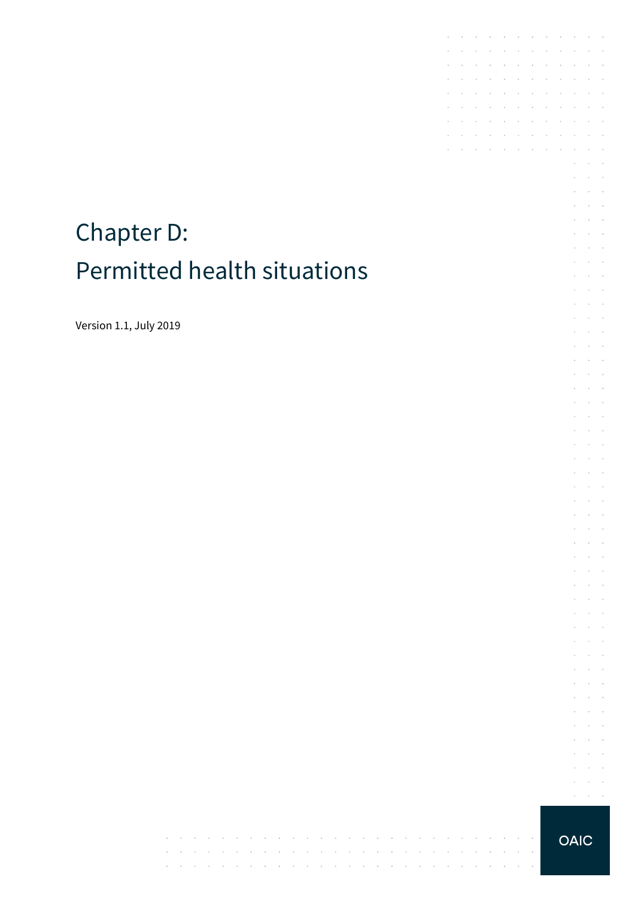# Chapter D:
# Permitted health situations

Version 1.1, July 2019

OAIC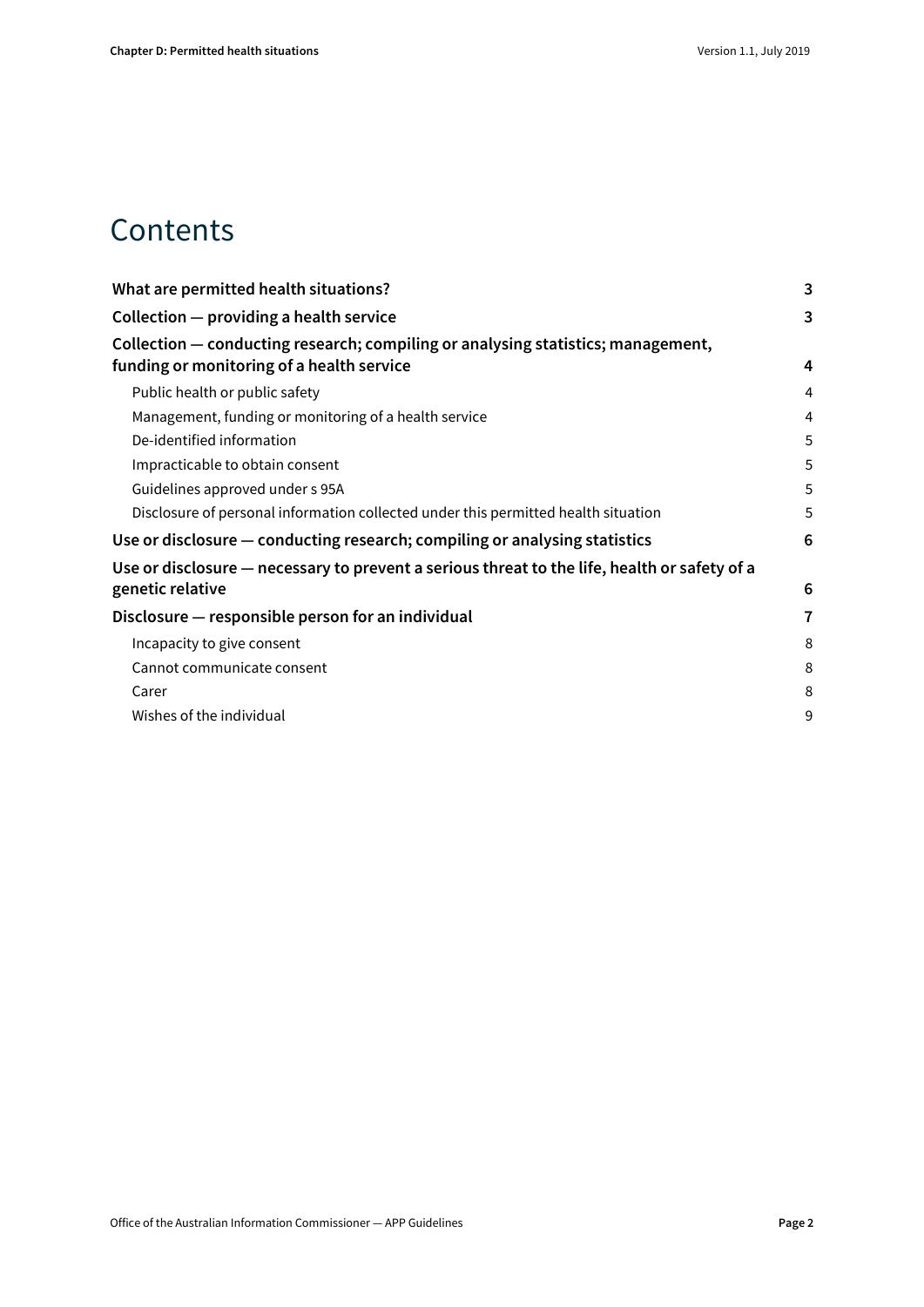# Contents

| | |
|---|---|
| **What are permitted health situations?** | **3** |
| **Collection — providing a health service** | **3** |
| **Collection — conducting research; compiling or analysing statistics; management, funding or monitoring of a health service** | **4** |
| Public health or public safety | 4 |
| Management, funding or monitoring of a health service | 4 |
| De-identified information | 5 |
| Impracticable to obtain consent | 5 |
| Guidelines approved under s 95A | 5 |
| Disclosure of personal information collected under this permitted health situation | 5 |
| **Use or disclosure — conducting research; compiling or analysing statistics** | **6** |
| **Use or disclosure — necessary to prevent a serious threat to the life, health or safety of a genetic relative** | **6** |
| **Disclosure — responsible person for an individual** | **7** |
| Incapacity to give consent | 8 |
| Cannot communicate consent | 8 |
| Carer | 8 |
| Wishes of the individual | 9 |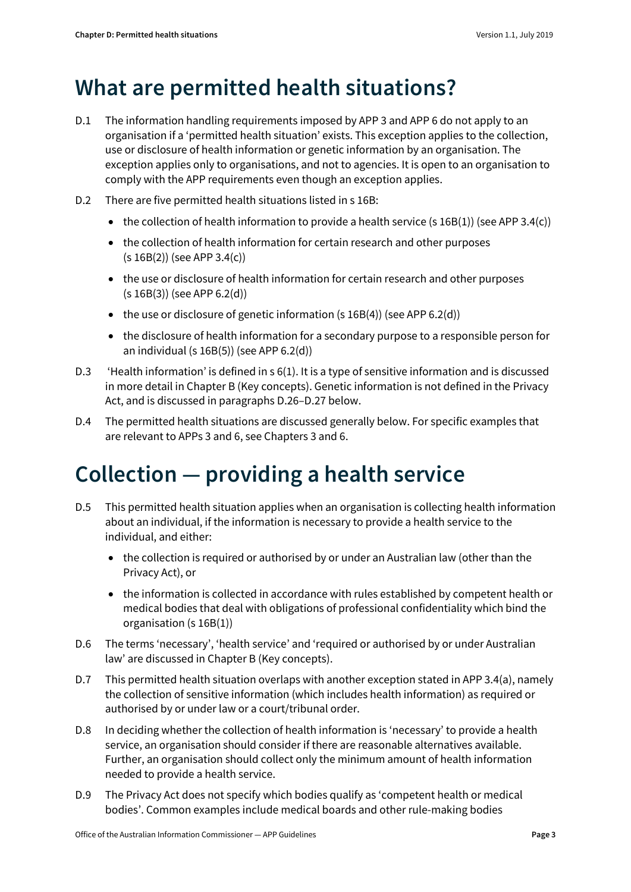# What are permitted health situations?

D.1 The information handling requirements imposed by APP 3 and APP 6 do not apply to an organisation if a 'permitted health situation' exists. This exception applies to the collection, use or disclosure of health information or genetic information by an organisation. The exception applies only to organisations, and not to agencies. It is open to an organisation to comply with the APP requirements even though an exception applies.

D.2 There are five permitted health situations listed in s 16B:

- the collection of health information to provide a health service (s 16B(1)) (see APP 3.4(c))
- the collection of health information for certain research and other purposes (s 16B(2)) (see APP 3.4(c))
- the use or disclosure of health information for certain research and other purposes (s 16B(3)) (see APP 6.2(d))
- the use or disclosure of genetic information (s 16B(4)) (see APP 6.2(d))
- the disclosure of health information for a secondary purpose to a responsible person for an individual (s 16B(5)) (see APP 6.2(d))

D.3 'Health information' is defined in s 6(1). It is a type of sensitive information and is discussed in more detail in Chapter B (Key concepts). Genetic information is not defined in the Privacy Act, and is discussed in paragraphs D.26–D.27 below.

D.4 The permitted health situations are discussed generally below. For specific examples that are relevant to APPs 3 and 6, see Chapters 3 and 6.

# Collection — providing a health service

D.5 This permitted health situation applies when an organisation is collecting health information about an individual, if the information is necessary to provide a health service to the individual, and either:

- the collection is required or authorised by or under an Australian law (other than the Privacy Act), or
- the information is collected in accordance with rules established by competent health or medical bodies that deal with obligations of professional confidentiality which bind the organisation (s 16B(1))

D.6 The terms 'necessary', 'health service' and 'required or authorised by or under Australian law' are discussed in Chapter B (Key concepts).

D.7 This permitted health situation overlaps with another exception stated in APP 3.4(a), namely the collection of sensitive information (which includes health information) as required or authorised by or under law or a court/tribunal order.

D.8 In deciding whether the collection of health information is 'necessary' to provide a health service, an organisation should consider if there are reasonable alternatives available. Further, an organisation should collect only the minimum amount of health information needed to provide a health service.

D.9 The Privacy Act does not specify which bodies qualify as 'competent health or medical bodies'. Common examples include medical boards and other rule-making bodies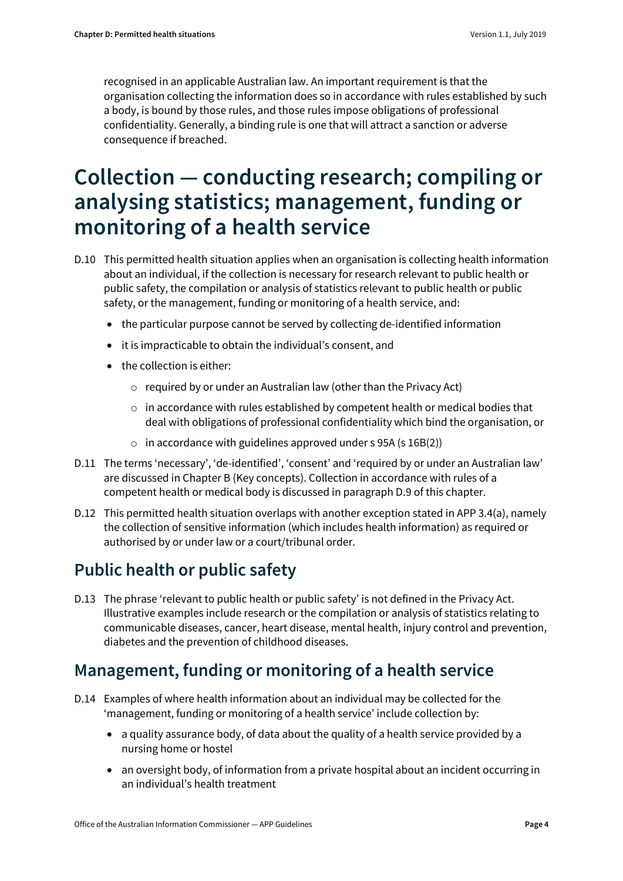recognised in an applicable Australian law. An important requirement is that the organisation collecting the information does so in accordance with rules established by such a body, is bound by those rules, and those rules impose obligations of professional confidentiality. Generally, a binding rule is one that will attract a sanction or adverse consequence if breached.

# Collection — conducting research; compiling or analysing statistics; management, funding or monitoring of a health service

D.10 This permitted health situation applies when an organisation is collecting health information about an individual, if the collection is necessary for research relevant to public health or public safety, the compilation or analysis of statistics relevant to public health or public safety, or the management, funding or monitoring of a health service, and:

- the particular purpose cannot be served by collecting de-identified information
- it is impracticable to obtain the individual's consent, and
- the collection is either:
  - required by or under an Australian law (other than the Privacy Act)
  - in accordance with rules established by competent health or medical bodies that deal with obligations of professional confidentiality which bind the organisation, or
  - in accordance with guidelines approved under s 95A (s 16B(2))

D.11 The terms 'necessary', 'de-identified', 'consent' and 'required by or under an Australian law' are discussed in Chapter B (Key concepts). Collection in accordance with rules of a competent health or medical body is discussed in paragraph D.9 of this chapter.

D.12 This permitted health situation overlaps with another exception stated in APP 3.4(a), namely the collection of sensitive information (which includes health information) as required or authorised by or under law or a court/tribunal order.

## Public health or public safety

D.13 The phrase 'relevant to public health or public safety' is not defined in the Privacy Act. Illustrative examples include research or the compilation or analysis of statistics relating to communicable diseases, cancer, heart disease, mental health, injury control and prevention, diabetes and the prevention of childhood diseases.

## Management, funding or monitoring of a health service

D.14 Examples of where health information about an individual may be collected for the 'management, funding or monitoring of a health service' include collection by:

- a quality assurance body, of data about the quality of a health service provided by a nursing home or hostel
- an oversight body, of information from a private hospital about an incident occurring in an individual's health treatment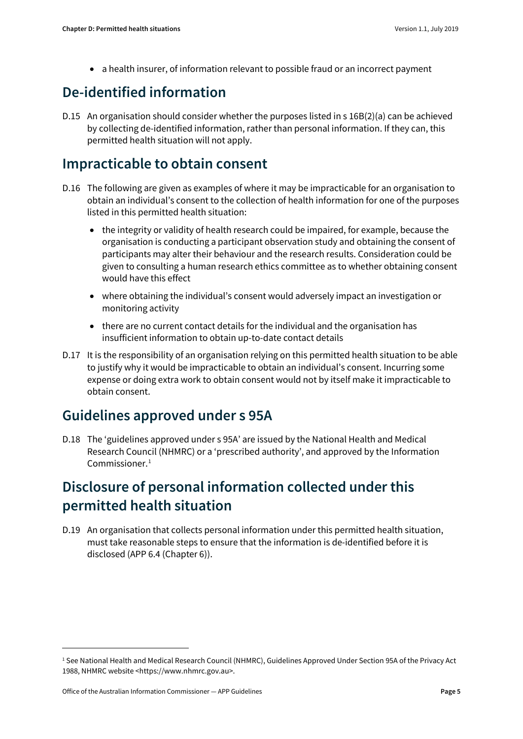- a health insurer, of information relevant to possible fraud or an incorrect payment

## De-identified information

D.15 An organisation should consider whether the purposes listed in s 16B(2)(a) can be achieved by collecting de-identified information, rather than personal information. If they can, this permitted health situation will not apply.

## Impracticable to obtain consent

D.16 The following are given as examples of where it may be impracticable for an organisation to obtain an individual's consent to the collection of health information for one of the purposes listed in this permitted health situation:

- the integrity or validity of health research could be impaired, for example, because the organisation is conducting a participant observation study and obtaining the consent of participants may alter their behaviour and the research results. Consideration could be given to consulting a human research ethics committee as to whether obtaining consent would have this effect
- where obtaining the individual's consent would adversely impact an investigation or monitoring activity
- there are no current contact details for the individual and the organisation has insufficient information to obtain up-to-date contact details

D.17 It is the responsibility of an organisation relying on this permitted health situation to be able to justify why it would be impracticable to obtain an individual's consent. Incurring some expense or doing extra work to obtain consent would not by itself make it impracticable to obtain consent.

## Guidelines approved under s 95A

D.18 The 'guidelines approved under s 95A' are issued by the National Health and Medical Research Council (NHMRC) or a 'prescribed authority', and approved by the Information Commissioner.[1]

## Disclosure of personal information collected under this permitted health situation

D.19 An organisation that collects personal information under this permitted health situation, must take reasonable steps to ensure that the information is de-identified before it is disclosed (APP 6.4 (Chapter 6)).

---

[1] See National Health and Medical Research Council (NHMRC), Guidelines Approved Under Section 95A of the Privacy Act 1988, NHMRC website <https://www.nhmrc.gov.au>.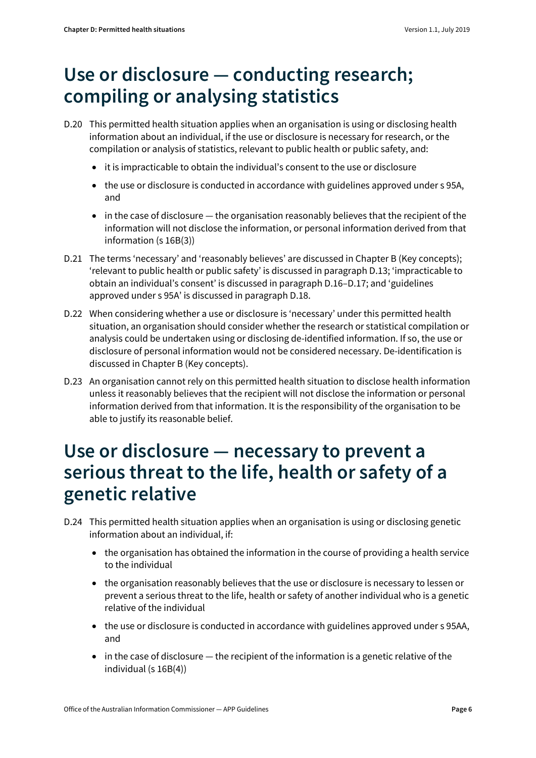# Use or disclosure — conducting research; compiling or analysing statistics

D.20 This permitted health situation applies when an organisation is using or disclosing health information about an individual, if the use or disclosure is necessary for research, or the compilation or analysis of statistics, relevant to public health or public safety, and:

- it is impracticable to obtain the individual's consent to the use or disclosure
- the use or disclosure is conducted in accordance with guidelines approved under s 95A, and
- in the case of disclosure — the organisation reasonably believes that the recipient of the information will not disclose the information, or personal information derived from that information (s 16B(3))

D.21 The terms 'necessary' and 'reasonably believes' are discussed in Chapter B (Key concepts); 'relevant to public health or public safety' is discussed in paragraph D.13; 'impracticable to obtain an individual's consent' is discussed in paragraph D.16–D.17; and 'guidelines approved under s 95A' is discussed in paragraph D.18.

D.22 When considering whether a use or disclosure is 'necessary' under this permitted health situation, an organisation should consider whether the research or statistical compilation or analysis could be undertaken using or disclosing de-identified information. If so, the use or disclosure of personal information would not be considered necessary. De-identification is discussed in Chapter B (Key concepts).

D.23 An organisation cannot rely on this permitted health situation to disclose health information unless it reasonably believes that the recipient will not disclose the information or personal information derived from that information. It is the responsibility of the organisation to be able to justify its reasonable belief.

# Use or disclosure — necessary to prevent a serious threat to the life, health or safety of a genetic relative

D.24 This permitted health situation applies when an organisation is using or disclosing genetic information about an individual, if:

- the organisation has obtained the information in the course of providing a health service to the individual
- the organisation reasonably believes that the use or disclosure is necessary to lessen or prevent a serious threat to the life, health or safety of another individual who is a genetic relative of the individual
- the use or disclosure is conducted in accordance with guidelines approved under s 95AA, and
- in the case of disclosure — the recipient of the information is a genetic relative of the individual (s 16B(4))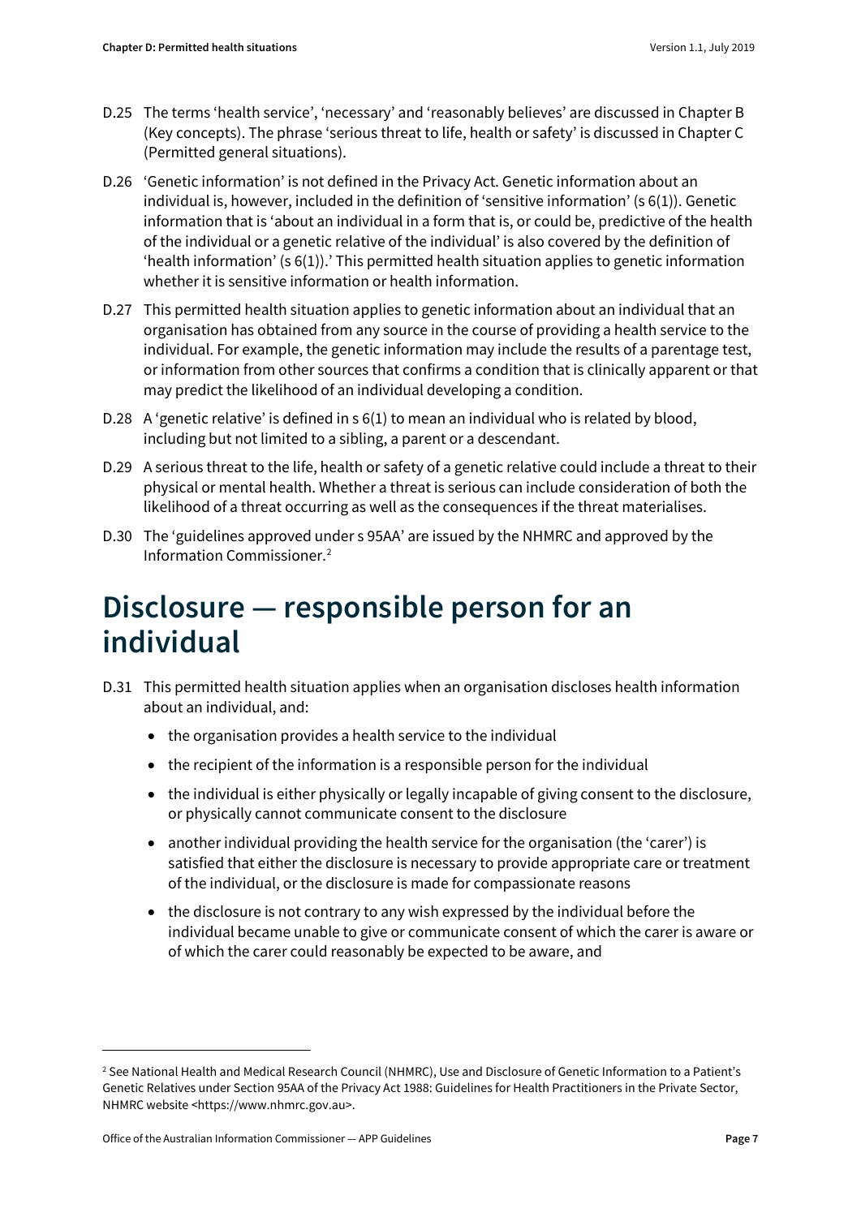D.25 The terms 'health service', 'necessary' and 'reasonably believes' are discussed in Chapter B (Key concepts). The phrase 'serious threat to life, health or safety' is discussed in Chapter C (Permitted general situations).

D.26 'Genetic information' is not defined in the Privacy Act. Genetic information about an individual is, however, included in the definition of 'sensitive information' (s 6(1)). Genetic information that is 'about an individual in a form that is, or could be, predictive of the health of the individual or a genetic relative of the individual' is also covered by the definition of 'health information' (s 6(1)).' This permitted health situation applies to genetic information whether it is sensitive information or health information.

D.27 This permitted health situation applies to genetic information about an individual that an organisation has obtained from any source in the course of providing a health service to the individual. For example, the genetic information may include the results of a parentage test, or information from other sources that confirms a condition that is clinically apparent or that may predict the likelihood of an individual developing a condition.

D.28 A 'genetic relative' is defined in s 6(1) to mean an individual who is related by blood, including but not limited to a sibling, a parent or a descendant.

D.29 A serious threat to the life, health or safety of a genetic relative could include a threat to their physical or mental health. Whether a threat is serious can include consideration of both the likelihood of a threat occurring as well as the consequences if the threat materialises.

D.30 The 'guidelines approved under s 95AA' are issued by the NHMRC and approved by the Information Commissioner.[2]

# Disclosure — responsible person for an individual

D.31 This permitted health situation applies when an organisation discloses health information about an individual, and:

- the organisation provides a health service to the individual
- the recipient of the information is a responsible person for the individual
- the individual is either physically or legally incapable of giving consent to the disclosure, or physically cannot communicate consent to the disclosure
- another individual providing the health service for the organisation (the 'carer') is satisfied that either the disclosure is necessary to provide appropriate care or treatment of the individual, or the disclosure is made for compassionate reasons
- the disclosure is not contrary to any wish expressed by the individual before the individual became unable to give or communicate consent of which the carer is aware or of which the carer could reasonably be expected to be aware, and

[2] See National Health and Medical Research Council (NHMRC), Use and Disclosure of Genetic Information to a Patient's Genetic Relatives under Section 95AA of the Privacy Act 1988: Guidelines for Health Practitioners in the Private Sector, NHMRC website <https://www.nhmrc.gov.au>.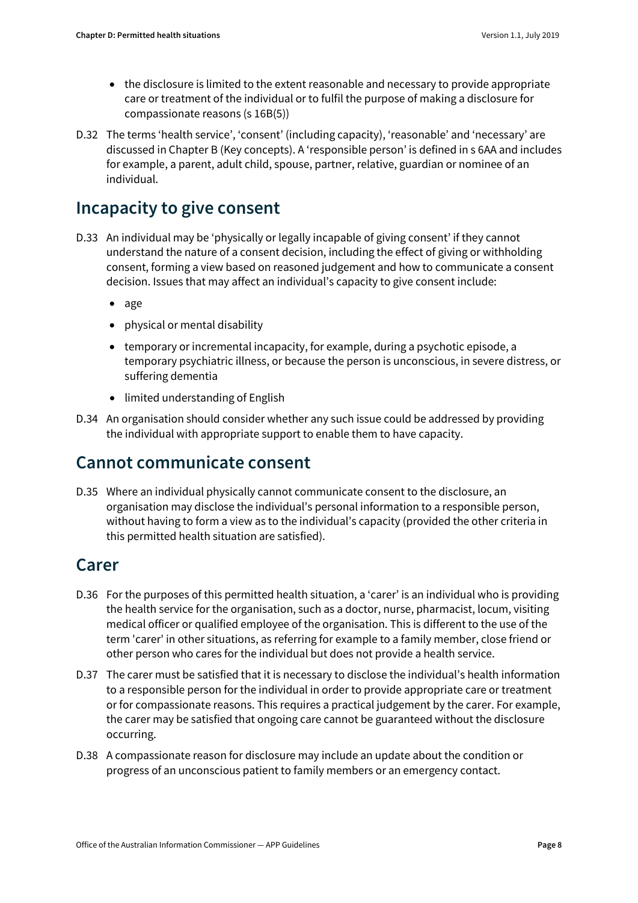- the disclosure is limited to the extent reasonable and necessary to provide appropriate care or treatment of the individual or to fulfil the purpose of making a disclosure for compassionate reasons (s 16B(5))

D.32 The terms 'health service', 'consent' (including capacity), 'reasonable' and 'necessary' are discussed in Chapter B (Key concepts). A 'responsible person' is defined in s 6AA and includes for example, a parent, adult child, spouse, partner, relative, guardian or nominee of an individual.

## Incapacity to give consent

D.33 An individual may be 'physically or legally incapable of giving consent' if they cannot understand the nature of a consent decision, including the effect of giving or withholding consent, forming a view based on reasoned judgement and how to communicate a consent decision. Issues that may affect an individual's capacity to give consent include:

- age
- physical or mental disability
- temporary or incremental incapacity, for example, during a psychotic episode, a temporary psychiatric illness, or because the person is unconscious, in severe distress, or suffering dementia
- limited understanding of English

D.34 An organisation should consider whether any such issue could be addressed by providing the individual with appropriate support to enable them to have capacity.

## Cannot communicate consent

D.35 Where an individual physically cannot communicate consent to the disclosure, an organisation may disclose the individual's personal information to a responsible person, without having to form a view as to the individual's capacity (provided the other criteria in this permitted health situation are satisfied).

## Carer

D.36 For the purposes of this permitted health situation, a 'carer' is an individual who is providing the health service for the organisation, such as a doctor, nurse, pharmacist, locum, visiting medical officer or qualified employee of the organisation. This is different to the use of the term 'carer' in other situations, as referring for example to a family member, close friend or other person who cares for the individual but does not provide a health service.

D.37 The carer must be satisfied that it is necessary to disclose the individual's health information to a responsible person for the individual in order to provide appropriate care or treatment or for compassionate reasons. This requires a practical judgement by the carer. For example, the carer may be satisfied that ongoing care cannot be guaranteed without the disclosure occurring.

D.38 A compassionate reason for disclosure may include an update about the condition or progress of an unconscious patient to family members or an emergency contact.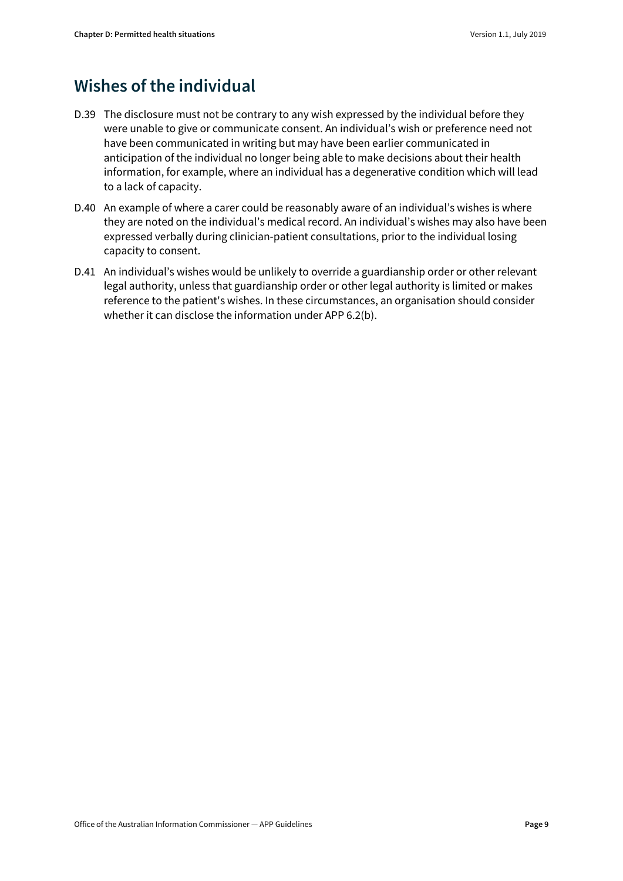## Wishes of the individual

D.39 The disclosure must not be contrary to any wish expressed by the individual before they were unable to give or communicate consent. An individual's wish or preference need not have been communicated in writing but may have been earlier communicated in anticipation of the individual no longer being able to make decisions about their health information, for example, where an individual has a degenerative condition which will lead to a lack of capacity.

D.40 An example of where a carer could be reasonably aware of an individual's wishes is where they are noted on the individual's medical record. An individual's wishes may also have been expressed verbally during clinician-patient consultations, prior to the individual losing capacity to consent.

D.41 An individual's wishes would be unlikely to override a guardianship order or other relevant legal authority, unless that guardianship order or other legal authority is limited or makes reference to the patient's wishes. In these circumstances, an organisation should consider whether it can disclose the information under APP 6.2(b).